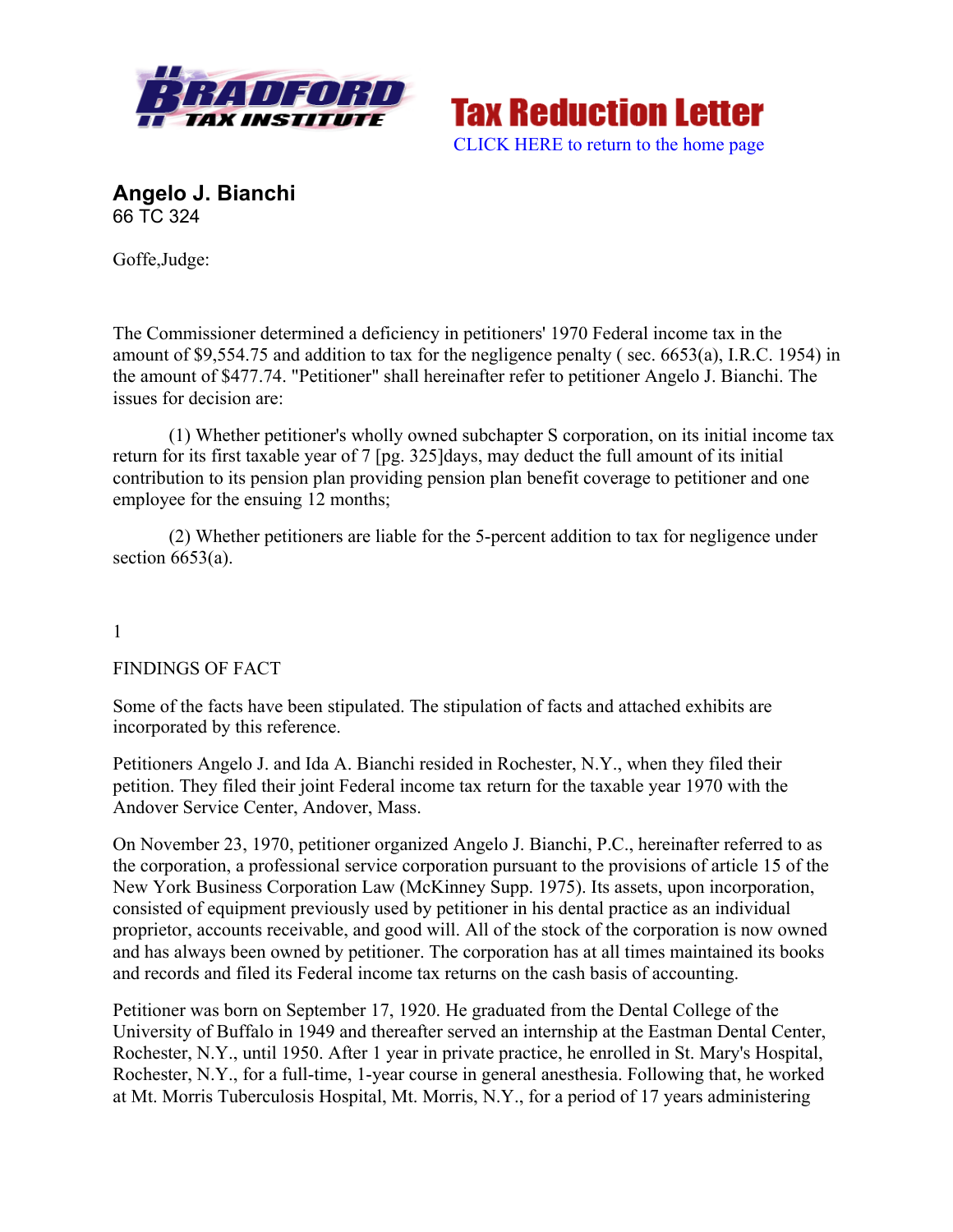# Tax Reduction Letter

CLICK HERE to return to the home page

## Angelo J. Bianchi

66 TC 324

Goffe,Judge:

The Commissioner determined a deficiency in petitioners' 1970 Federal income tax in the amount of $9,554.75 and addition to tax for the negligence penalty ( sec. 6653(a), I.R.C. 1954) in the amount of $477.74. "Petitioner" shall hereinafter refer to petitioner Angelo J. Bianchi. The issues for decision are:

(1) Whether petitioner's wholly owned subchapter S corporation, on its initial income tax return for its first taxable year of 7 [pg. 325]days, may deduct the full amount of its initial contribution to its pension plan providing pension plan benefit coverage to petitioner and one employee for the ensuing 12 months;

(2) Whether petitioners are liable for the 5-percent addition to tax for negligence under section 6653(a).

1

FINDINGS OF FACT

Some of the facts have been stipulated. The stipulation of facts and attached exhibits are incorporated by this reference.

Petitioners Angelo J. and Ida A. Bianchi resided in Rochester, N.Y., when they filed their petition. They filed their joint Federal income tax return for the taxable year 1970 with the Andover Service Center, Andover, Mass.

On November 23, 1970, petitioner organized Angelo J. Bianchi, P.C., hereinafter referred to as the corporation, a professional service corporation pursuant to the provisions of article 15 of the New York Business Corporation Law (McKinney Supp. 1975). Its assets, upon incorporation, consisted of equipment previously used by petitioner in his dental practice as an individual proprietor, accounts receivable, and good will. All of the stock of the corporation is now owned and has always been owned by petitioner. The corporation has at all times maintained its books and records and filed its Federal income tax returns on the cash basis of accounting.

Petitioner was born on September 17, 1920. He graduated from the Dental College of the University of Buffalo in 1949 and thereafter served an internship at the Eastman Dental Center, Rochester, N.Y., until 1950. After 1 year in private practice, he enrolled in St. Mary's Hospital, Rochester, N.Y., for a full-time, 1-year course in general anesthesia. Following that, he worked at Mt. Morris Tuberculosis Hospital, Mt. Morris, N.Y., for a period of 17 years administering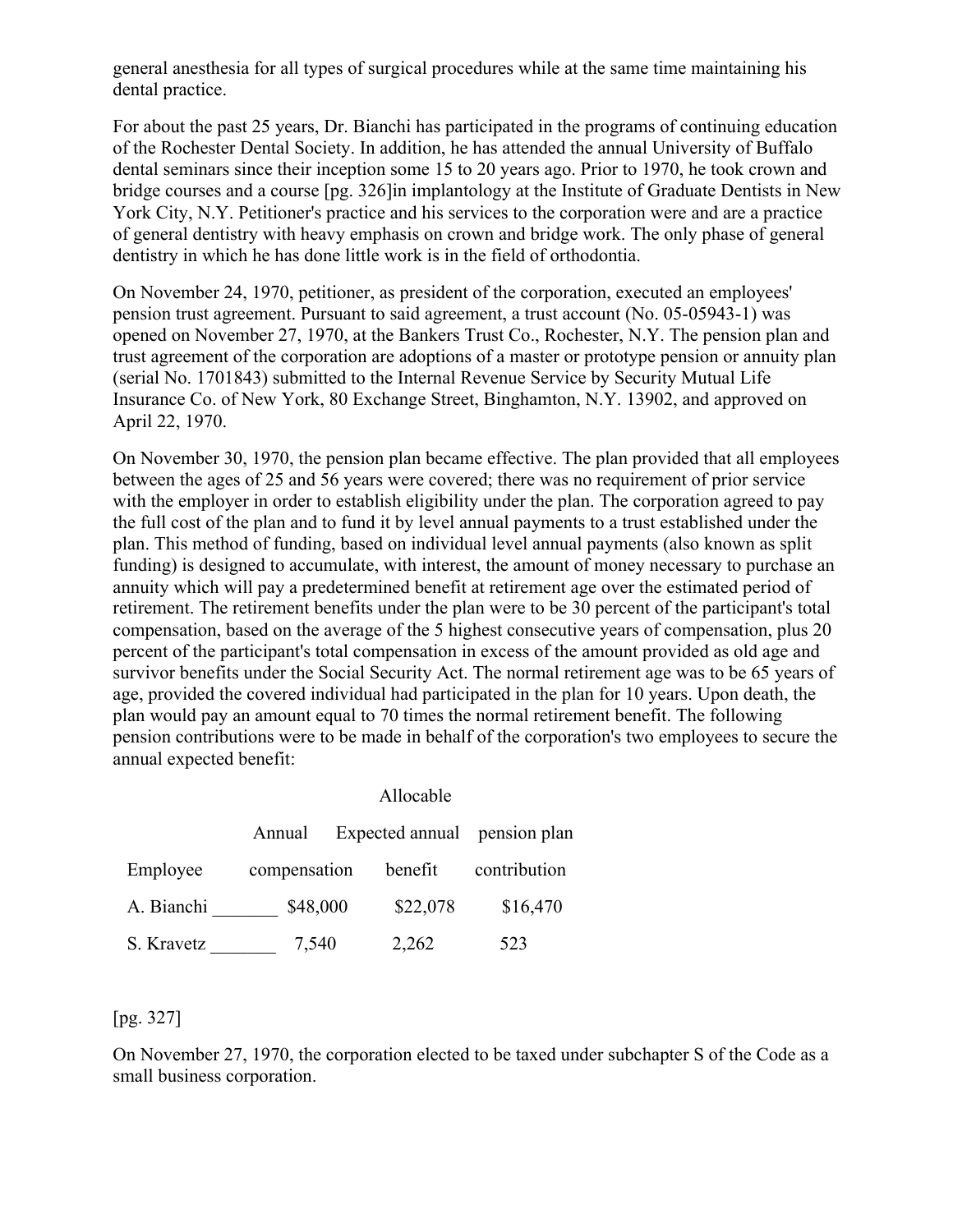general anesthesia for all types of surgical procedures while at the same time maintaining his dental practice.

For about the past 25 years, Dr. Bianchi has participated in the programs of continuing education of the Rochester Dental Society. In addition, he has attended the annual University of Buffalo dental seminars since their inception some 15 to 20 years ago. Prior to 1970, he took crown and bridge courses and a course [pg. 326]in implantology at the Institute of Graduate Dentists in New York City, N.Y. Petitioner's practice and his services to the corporation were and are a practice of general dentistry with heavy emphasis on crown and bridge work. The only phase of general dentistry in which he has done little work is in the field of orthodontia.

On November 24, 1970, petitioner, as president of the corporation, executed an employees' pension trust agreement. Pursuant to said agreement, a trust account (No. 05-05943-1) was opened on November 27, 1970, at the Bankers Trust Co., Rochester, N.Y. The pension plan and trust agreement of the corporation are adoptions of a master or prototype pension or annuity plan (serial No. 1701843) submitted to the Internal Revenue Service by Security Mutual Life Insurance Co. of New York, 80 Exchange Street, Binghamton, N.Y. 13902, and approved on April 22, 1970.

On November 30, 1970, the pension plan became effective. The plan provided that all employees between the ages of 25 and 56 years were covered; there was no requirement of prior service with the employer in order to establish eligibility under the plan. The corporation agreed to pay the full cost of the plan and to fund it by level annual payments to a trust established under the plan. This method of funding, based on individual level annual payments (also known as split funding) is designed to accumulate, with interest, the amount of money necessary to purchase an annuity which will pay a predetermined benefit at retirement age over the estimated period of retirement. The retirement benefits under the plan were to be 30 percent of the participant's total compensation, based on the average of the 5 highest consecutive years of compensation, plus 20 percent of the participant's total compensation in excess of the amount provided as old age and survivor benefits under the Social Security Act. The normal retirement age was to be 65 years of age, provided the covered individual had participated in the plan for 10 years. Upon death, the plan would pay an amount equal to 70 times the normal retirement benefit. The following pension contributions were to be made in behalf of the corporation's two employees to secure the annual expected benefit:

| Employee | Annual compensation | Expected annual benefit | Allocable pension plan contribution |
|---|---|---|---|
| A. Bianchi _______ | $48,000 | $22,078 | $16,470 |
| S. Kravetz _______ | 7,540 | 2,262 | 523 |

[pg. 327]

On November 27, 1970, the corporation elected to be taxed under subchapter S of the Code as a small business corporation.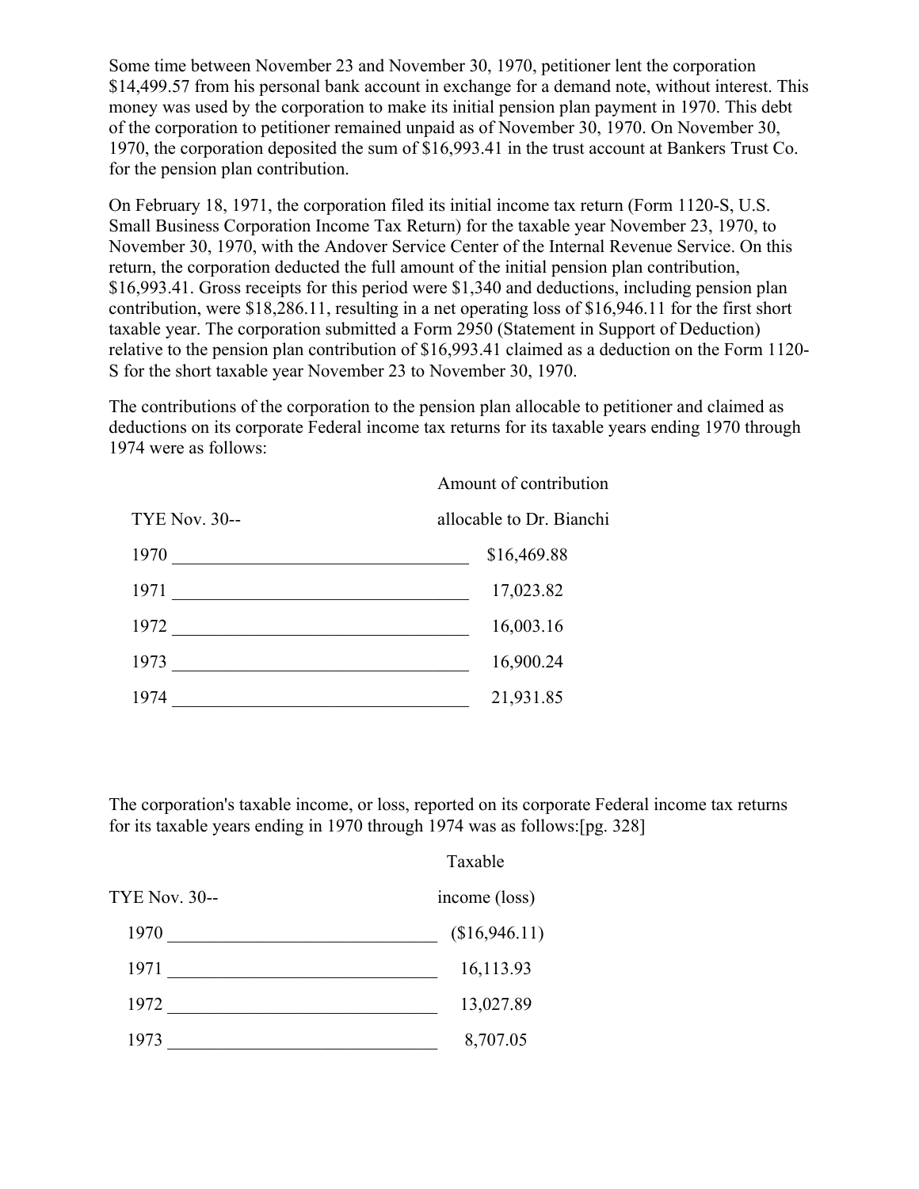Some time between November 23 and November 30, 1970, petitioner lent the corporation $14,499.57 from his personal bank account in exchange for a demand note, without interest. This money was used by the corporation to make its initial pension plan payment in 1970. This debt of the corporation to petitioner remained unpaid as of November 30, 1970. On November 30, 1970, the corporation deposited the sum of $16,993.41 in the trust account at Bankers Trust Co. for the pension plan contribution.

On February 18, 1971, the corporation filed its initial income tax return (Form 1120-S, U.S. Small Business Corporation Income Tax Return) for the taxable year November 23, 1970, to November 30, 1970, with the Andover Service Center of the Internal Revenue Service. On this return, the corporation deducted the full amount of the initial pension plan contribution, $16,993.41. Gross receipts for this period were $1,340 and deductions, including pension plan contribution, were $18,286.11, resulting in a net operating loss of $16,946.11 for the first short taxable year. The corporation submitted a Form 2950 (Statement in Support of Deduction) relative to the pension plan contribution of $16,993.41 claimed as a deduction on the Form 1120-S for the short taxable year November 23 to November 30, 1970.

The contributions of the corporation to the pension plan allocable to petitioner and claimed as deductions on its corporate Federal income tax returns for its taxable years ending 1970 through 1974 were as follows:

| TYE Nov. 30-- | Amount of contribution allocable to Dr. Bianchi |
|---|---|
| 1970 | $16,469.88 |
| 1971 | 17,023.82 |
| 1972 | 16,003.16 |
| 1973 | 16,900.24 |
| 1974 | 21,931.85 |

The corporation's taxable income, or loss, reported on its corporate Federal income tax returns for its taxable years ending in 1970 through 1974 was as follows:[pg. 328]

| TYE Nov. 30-- | Taxable income (loss) |
|---|---|
| 1970 | ($16,946.11) |
| 1971 | 16,113.93 |
| 1972 | 13,027.89 |
| 1973 | 8,707.05 |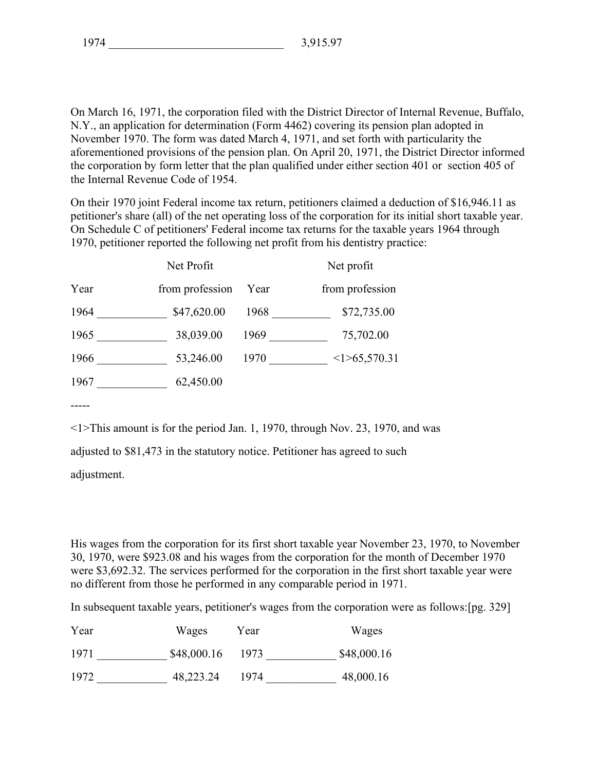| | |
|---|---|
| 1974 | 3,915.97 |

On March 16, 1971, the corporation filed with the District Director of Internal Revenue, Buffalo, N.Y., an application for determination (Form 4462) covering its pension plan adopted in November 1970. The form was dated March 4, 1971, and set forth with particularity the aforementioned provisions of the pension plan. On April 20, 1971, the District Director informed the corporation by form letter that the plan qualified under either section 401 or section 405 of the Internal Revenue Code of 1954.

On their 1970 joint Federal income tax return, petitioners claimed a deduction of $16,946.11 as petitioner's share (all) of the net operating loss of the corporation for its initial short taxable year. On Schedule C of petitioners' Federal income tax returns for the taxable years 1964 through 1970, petitioner reported the following net profit from his dentistry practice:

| Year | Net Profit from profession | Year | Net profit from profession |
|---|---|---|---|
| 1964 | $47,620.00 | 1968 | $72,735.00 |
| 1965 | 38,039.00 | 1969 | 75,702.00 |
| 1966 | 53,246.00 | 1970 | <1>65,570.31 |
| 1967 | 62,450.00 | | |

-----

<1>This amount is for the period Jan. 1, 1970, through Nov. 23, 1970, and was adjusted to $81,473 in the statutory notice. Petitioner has agreed to such adjustment.

His wages from the corporation for its first short taxable year November 23, 1970, to November 30, 1970, were $923.08 and his wages from the corporation for the month of December 1970 were $3,692.32. The services performed for the corporation in the first short taxable year were no different from those he performed in any comparable period in 1971.

In subsequent taxable years, petitioner's wages from the corporation were as follows:[pg. 329]

| Year | Wages | Year | Wages |
|---|---|---|---|
| 1971 | $48,000.16 | 1973 | $48,000.16 |
| 1972 | 48,223.24 | 1974 | 48,000.16 |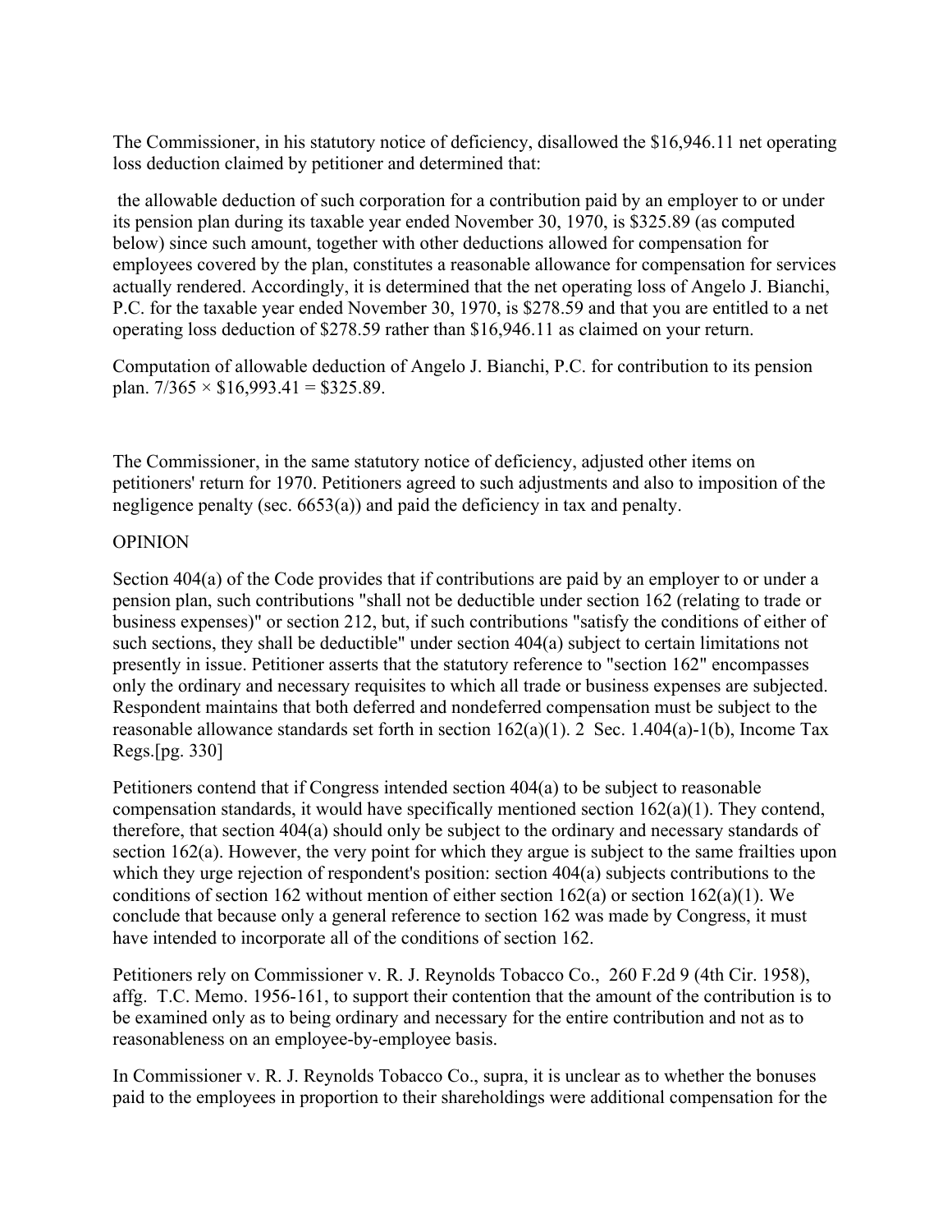The Commissioner, in his statutory notice of deficiency, disallowed the $16,946.11 net operating loss deduction claimed by petitioner and determined that:

> the allowable deduction of such corporation for a contribution paid by an employer to or under its pension plan during its taxable year ended November 30, 1970, is $325.89 (as computed below) since such amount, together with other deductions allowed for compensation for employees covered by the plan, constitutes a reasonable allowance for compensation for services actually rendered. Accordingly, it is determined that the net operating loss of Angelo J. Bianchi, P.C. for the taxable year ended November 30, 1970, is $278.59 and that you are entitled to a net operating loss deduction of $278.59 rather than $16,946.11 as claimed on your return.
>
> Computation of allowable deduction of Angelo J. Bianchi, P.C. for contribution to its pension plan. 7/365 × $16,993.41 = $325.89.

The Commissioner, in the same statutory notice of deficiency, adjusted other items on petitioners' return for 1970. Petitioners agreed to such adjustments and also to imposition of the negligence penalty (sec. 6653(a)) and paid the deficiency in tax and penalty.

OPINION

Section 404(a) of the Code provides that if contributions are paid by an employer to or under a pension plan, such contributions "shall not be deductible under section 162 (relating to trade or business expenses)" or section 212, but, if such contributions "satisfy the conditions of either of such sections, they shall be deductible" under section 404(a) subject to certain limitations not presently in issue. Petitioner asserts that the statutory reference to "section 162" encompasses only the ordinary and necessary requisites to which all trade or business expenses are subjected. Respondent maintains that both deferred and nondeferred compensation must be subject to the reasonable allowance standards set forth in section 162(a)(1). 2 Sec. 1.404(a)-1(b), Income Tax Regs.[pg. 330]

Petitioners contend that if Congress intended section 404(a) to be subject to reasonable compensation standards, it would have specifically mentioned section 162(a)(1). They contend, therefore, that section 404(a) should only be subject to the ordinary and necessary standards of section 162(a). However, the very point for which they argue is subject to the same frailties upon which they urge rejection of respondent's position: section 404(a) subjects contributions to the conditions of section 162 without mention of either section 162(a) or section 162(a)(1). We conclude that because only a general reference to section 162 was made by Congress, it must have intended to incorporate all of the conditions of section 162.

Petitioners rely on Commissioner v. R. J. Reynolds Tobacco Co., 260 F.2d 9 (4th Cir. 1958), affg. T.C. Memo. 1956-161, to support their contention that the amount of the contribution is to be examined only as to being ordinary and necessary for the entire contribution and not as to reasonableness on an employee-by-employee basis.

In Commissioner v. R. J. Reynolds Tobacco Co., supra, it is unclear as to whether the bonuses paid to the employees in proportion to their shareholdings were additional compensation for the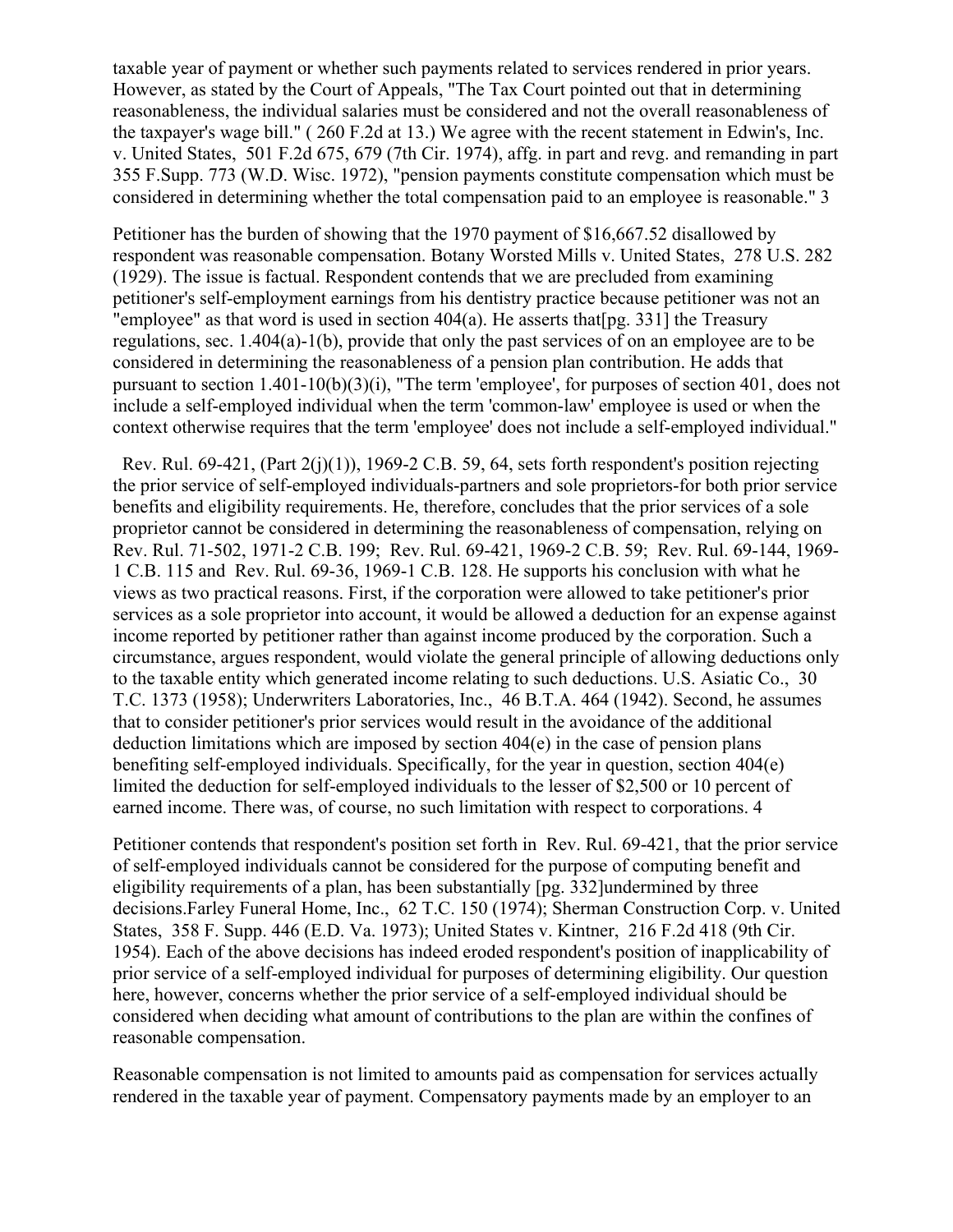taxable year of payment or whether such payments related to services rendered in prior years. However, as stated by the Court of Appeals, "The Tax Court pointed out that in determining reasonableness, the individual salaries must be considered and not the overall reasonableness of the taxpayer's wage bill." ( 260 F.2d at 13.) We agree with the recent statement in Edwin's, Inc. v. United States, 501 F.2d 675, 679 (7th Cir. 1974), affg. in part and revg. and remanding in part 355 F.Supp. 773 (W.D. Wisc. 1972), "pension payments constitute compensation which must be considered in determining whether the total compensation paid to an employee is reasonable." 3

Petitioner has the burden of showing that the 1970 payment of $16,667.52 disallowed by respondent was reasonable compensation. Botany Worsted Mills v. United States, 278 U.S. 282 (1929). The issue is factual. Respondent contends that we are precluded from examining petitioner's self-employment earnings from his dentistry practice because petitioner was not an "employee" as that word is used in section 404(a). He asserts that[pg. 331] the Treasury regulations, sec. 1.404(a)-1(b), provide that only the past services of on an employee are to be considered in determining the reasonableness of a pension plan contribution. He adds that pursuant to section 1.401-10(b)(3)(i), "The term 'employee', for purposes of section 401, does not include a self-employed individual when the term 'common-law' employee is used or when the context otherwise requires that the term 'employee' does not include a self-employed individual."

Rev. Rul. 69-421, (Part 2(j)(1)), 1969-2 C.B. 59, 64, sets forth respondent's position rejecting the prior service of self-employed individuals-partners and sole proprietors-for both prior service benefits and eligibility requirements. He, therefore, concludes that the prior services of a sole proprietor cannot be considered in determining the reasonableness of compensation, relying on Rev. Rul. 71-502, 1971-2 C.B. 199; Rev. Rul. 69-421, 1969-2 C.B. 59; Rev. Rul. 69-144, 1969-1 C.B. 115 and Rev. Rul. 69-36, 1969-1 C.B. 128. He supports his conclusion with what he views as two practical reasons. First, if the corporation were allowed to take petitioner's prior services as a sole proprietor into account, it would be allowed a deduction for an expense against income reported by petitioner rather than against income produced by the corporation. Such a circumstance, argues respondent, would violate the general principle of allowing deductions only to the taxable entity which generated income relating to such deductions. U.S. Asiatic Co., 30 T.C. 1373 (1958); Underwriters Laboratories, Inc., 46 B.T.A. 464 (1942). Second, he assumes that to consider petitioner's prior services would result in the avoidance of the additional deduction limitations which are imposed by section 404(e) in the case of pension plans benefiting self-employed individuals. Specifically, for the year in question, section 404(e) limited the deduction for self-employed individuals to the lesser of $2,500 or 10 percent of earned income. There was, of course, no such limitation with respect to corporations. 4

Petitioner contends that respondent's position set forth in Rev. Rul. 69-421, that the prior service of self-employed individuals cannot be considered for the purpose of computing benefit and eligibility requirements of a plan, has been substantially [pg. 332]undermined by three decisions.Farley Funeral Home, Inc., 62 T.C. 150 (1974); Sherman Construction Corp. v. United States, 358 F. Supp. 446 (E.D. Va. 1973); United States v. Kintner, 216 F.2d 418 (9th Cir. 1954). Each of the above decisions has indeed eroded respondent's position of inapplicability of prior service of a self-employed individual for purposes of determining eligibility. Our question here, however, concerns whether the prior service of a self-employed individual should be considered when deciding what amount of contributions to the plan are within the confines of reasonable compensation.

Reasonable compensation is not limited to amounts paid as compensation for services actually rendered in the taxable year of payment. Compensatory payments made by an employer to an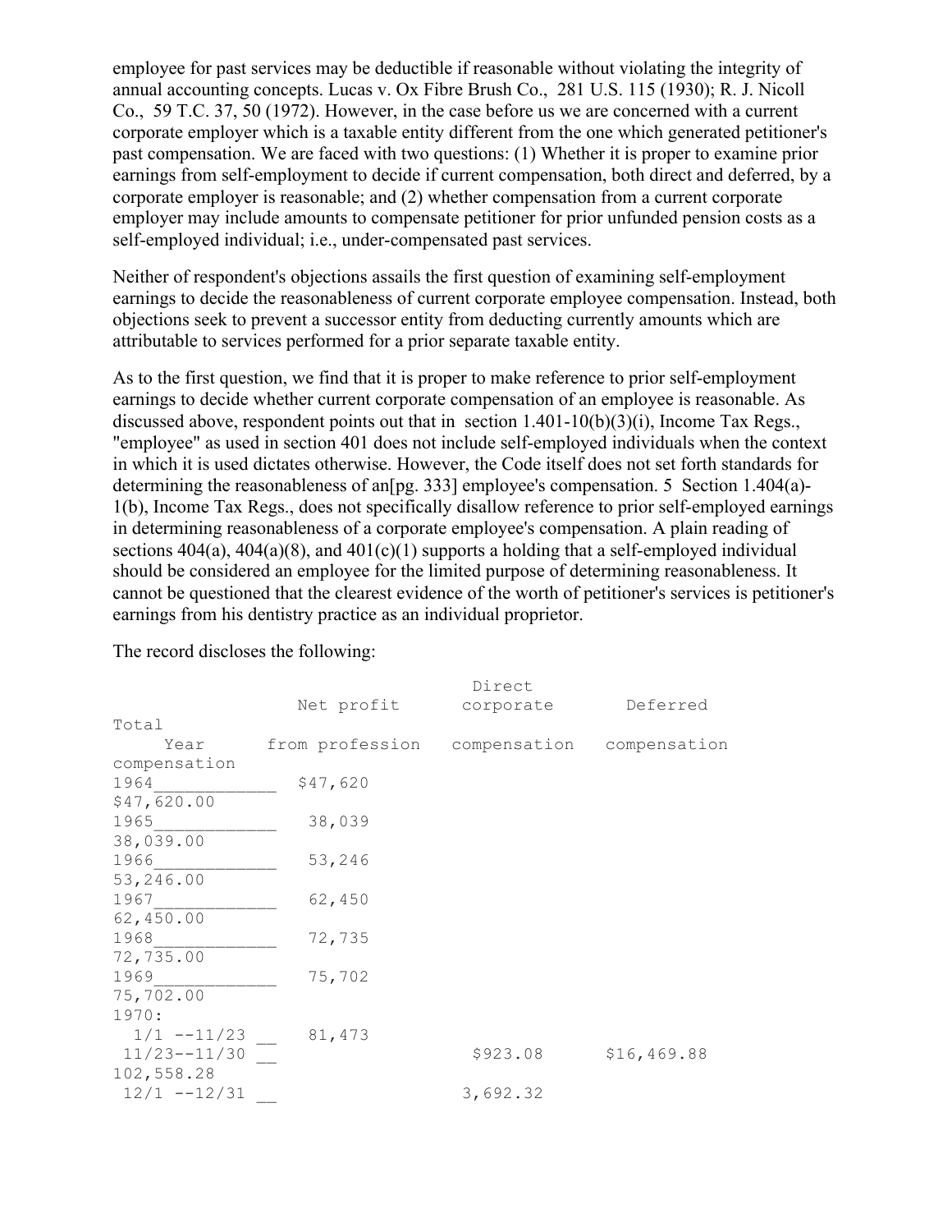employee for past services may be deductible if reasonable without violating the integrity of annual accounting concepts. Lucas v. Ox Fibre Brush Co., 281 U.S. 115 (1930); R. J. Nicoll Co., 59 T.C. 37, 50 (1972). However, in the case before us we are concerned with a current corporate employer which is a taxable entity different from the one which generated petitioner's past compensation. We are faced with two questions: (1) Whether it is proper to examine prior earnings from self-employment to decide if current compensation, both direct and deferred, by a corporate employer is reasonable; and (2) whether compensation from a current corporate employer may include amounts to compensate petitioner for prior unfunded pension costs as a self-employed individual; i.e., under-compensated past services.

Neither of respondent's objections assails the first question of examining self-employment earnings to decide the reasonableness of current corporate employee compensation. Instead, both objections seek to prevent a successor entity from deducting currently amounts which are attributable to services performed for a prior separate taxable entity.

As to the first question, we find that it is proper to make reference to prior self-employment earnings to decide whether current corporate compensation of an employee is reasonable. As discussed above, respondent points out that in section 1.401-10(b)(3)(i), Income Tax Regs., "employee" as used in section 401 does not include self-employed individuals when the context in which it is used dictates otherwise. However, the Code itself does not set forth standards for determining the reasonableness of an[pg. 333] employee's compensation.[5] Section 1.404(a)-1(b), Income Tax Regs., does not specifically disallow reference to prior self-employed earnings in determining reasonableness of a corporate employee's compensation. A plain reading of sections 404(a), 404(a)(8), and 401(c)(1) supports a holding that a self-employed individual should be considered an employee for the limited purpose of determining reasonableness. It cannot be questioned that the clearest evidence of the worth of petitioner's services is petitioner's earnings from his dentistry practice as an individual proprietor.

The record discloses the following:

| Year | Net profit from profession | Direct corporate compensation | Deferred compensation | Total compensation |
|---|---|---|---|---|
| 1964 | $47,620 | | | $47,620.00 |
| 1965 | 38,039 | | | 38,039.00 |
| 1966 | 53,246 | | | 53,246.00 |
| 1967 | 62,450 | | | 62,450.00 |
| 1968 | 72,735 | | | 72,735.00 |
| 1969 | 75,702 | | | 75,702.00 |
| 1970: | | | | |
| 1/1 --11/23 | 81,473 | | | |
| 11/23--11/30 | | $923.08 | $16,469.88 | 102,558.28 |
| 12/1 --12/31 | | 3,692.32 | | |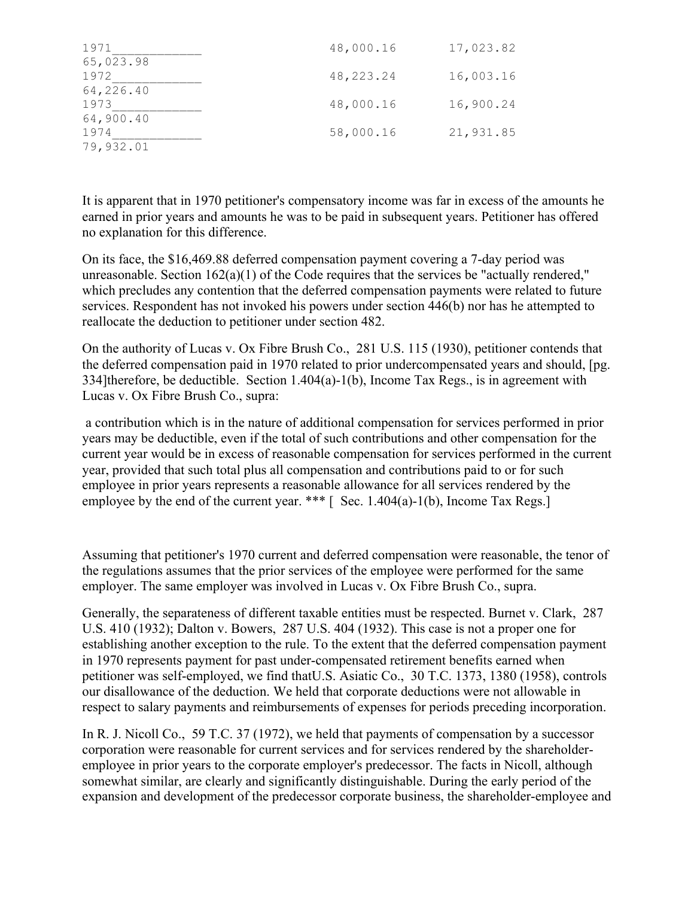| | | | |
|---|---|---|---|
| 1971 | 48,000.16 | 17,023.82 | 65,023.98 |
| 1972 | 48,223.24 | 16,003.16 | 64,226.40 |
| 1973 | 48,000.16 | 16,900.24 | 64,900.40 |
| 1974 | 58,000.16 | 21,931.85 | 79,932.01 |

It is apparent that in 1970 petitioner's compensatory income was far in excess of the amounts he earned in prior years and amounts he was to be paid in subsequent years. Petitioner has offered no explanation for this difference.

On its face, the $16,469.88 deferred compensation payment covering a 7-day period was unreasonable. Section 162(a)(1) of the Code requires that the services be "actually rendered," which precludes any contention that the deferred compensation payments were related to future services. Respondent has not invoked his powers under section 446(b) nor has he attempted to reallocate the deduction to petitioner under section 482.

On the authority of Lucas v. Ox Fibre Brush Co., 281 U.S. 115 (1930), petitioner contends that the deferred compensation paid in 1970 related to prior undercompensated years and should, [pg. 334]therefore, be deductible. Section 1.404(a)-1(b), Income Tax Regs., is in agreement with Lucas v. Ox Fibre Brush Co., supra:

a contribution which is in the nature of additional compensation for services performed in prior years may be deductible, even if the total of such contributions and other compensation for the current year would be in excess of reasonable compensation for services performed in the current year, provided that such total plus all compensation and contributions paid to or for such employee in prior years represents a reasonable allowance for all services rendered by the employee by the end of the current year. *** [ Sec. 1.404(a)-1(b), Income Tax Regs.]

Assuming that petitioner's 1970 current and deferred compensation were reasonable, the tenor of the regulations assumes that the prior services of the employee were performed for the same employer. The same employer was involved in Lucas v. Ox Fibre Brush Co., supra.

Generally, the separateness of different taxable entities must be respected. Burnet v. Clark, 287 U.S. 410 (1932); Dalton v. Bowers, 287 U.S. 404 (1932). This case is not a proper one for establishing another exception to the rule. To the extent that the deferred compensation payment in 1970 represents payment for past under-compensated retirement benefits earned when petitioner was self-employed, we find thatU.S. Asiatic Co., 30 T.C. 1373, 1380 (1958), controls our disallowance of the deduction. We held that corporate deductions were not allowable in respect to salary payments and reimbursements of expenses for periods preceding incorporation.

In R. J. Nicoll Co., 59 T.C. 37 (1972), we held that payments of compensation by a successor corporation were reasonable for current services and for services rendered by the shareholder-employee in prior years to the corporate employer's predecessor. The facts in Nicoll, although somewhat similar, are clearly and significantly distinguishable. During the early period of the expansion and development of the predecessor corporate business, the shareholder-employee and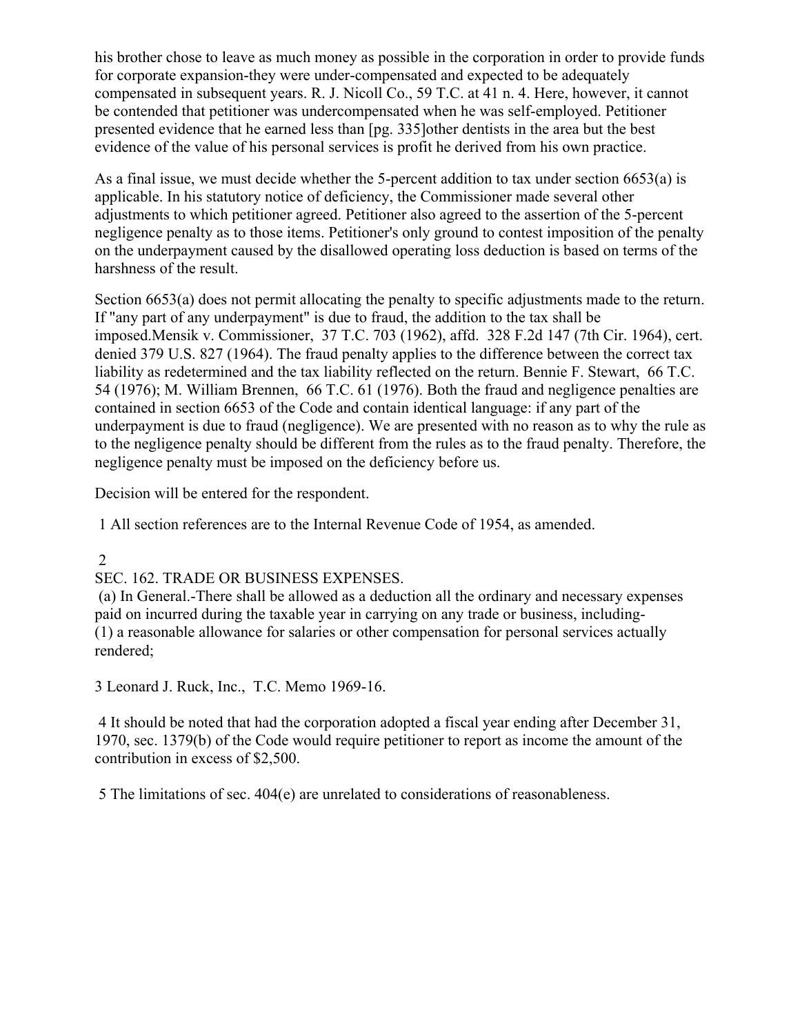his brother chose to leave as much money as possible in the corporation in order to provide funds for corporate expansion-they were under-compensated and expected to be adequately compensated in subsequent years. R. J. Nicoll Co., 59 T.C. at 41 n. 4. Here, however, it cannot be contended that petitioner was undercompensated when he was self-employed. Petitioner presented evidence that he earned less than [pg. 335]other dentists in the area but the best evidence of the value of his personal services is profit he derived from his own practice.

As a final issue, we must decide whether the 5-percent addition to tax under section 6653(a) is applicable. In his statutory notice of deficiency, the Commissioner made several other adjustments to which petitioner agreed. Petitioner also agreed to the assertion of the 5-percent negligence penalty as to those items. Petitioner's only ground to contest imposition of the penalty on the underpayment caused by the disallowed operating loss deduction is based on terms of the harshness of the result.

Section 6653(a) does not permit allocating the penalty to specific adjustments made to the return. If "any part of any underpayment" is due to fraud, the addition to the tax shall be imposed.Mensik v. Commissioner, 37 T.C. 703 (1962), affd. 328 F.2d 147 (7th Cir. 1964), cert. denied 379 U.S. 827 (1964). The fraud penalty applies to the difference between the correct tax liability as redetermined and the tax liability reflected on the return. Bennie F. Stewart, 66 T.C. 54 (1976); M. William Brennen, 66 T.C. 61 (1976). Both the fraud and negligence penalties are contained in section 6653 of the Code and contain identical language: if any part of the underpayment is due to fraud (negligence). We are presented with no reason as to why the rule as to the negligence penalty should be different from the rules as to the fraud penalty. Therefore, the negligence penalty must be imposed on the deficiency before us.

Decision will be entered for the respondent.

1 All section references are to the Internal Revenue Code of 1954, as amended.

2

SEC. 162. TRADE OR BUSINESS EXPENSES.

(a) In General.-There shall be allowed as a deduction all the ordinary and necessary expenses paid on incurred during the taxable year in carrying on any trade or business, including-

(1) a reasonable allowance for salaries or other compensation for personal services actually rendered;

3 Leonard J. Ruck, Inc., T.C. Memo 1969-16.

4 It should be noted that had the corporation adopted a fiscal year ending after December 31, 1970, sec. 1379(b) of the Code would require petitioner to report as income the amount of the contribution in excess of $2,500.

5 The limitations of sec. 404(e) are unrelated to considerations of reasonableness.